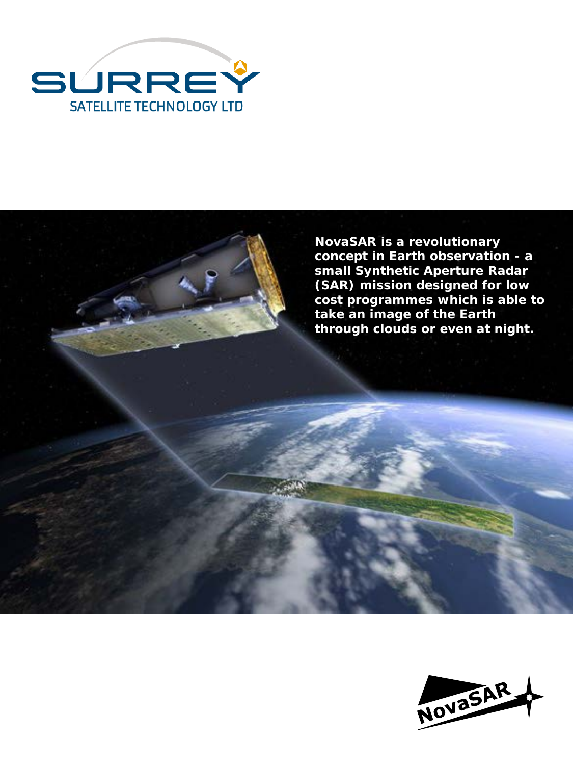SURREY

SATELLITE TECHNOLOGY LTD

**NovaSAR is a revolutionary concept in Earth observation - a small Synthetic Aperture Radar (SAR) mission designed for low cost programmes which is able to take an image of the Earth through clouds or even at night.**

NovaSAR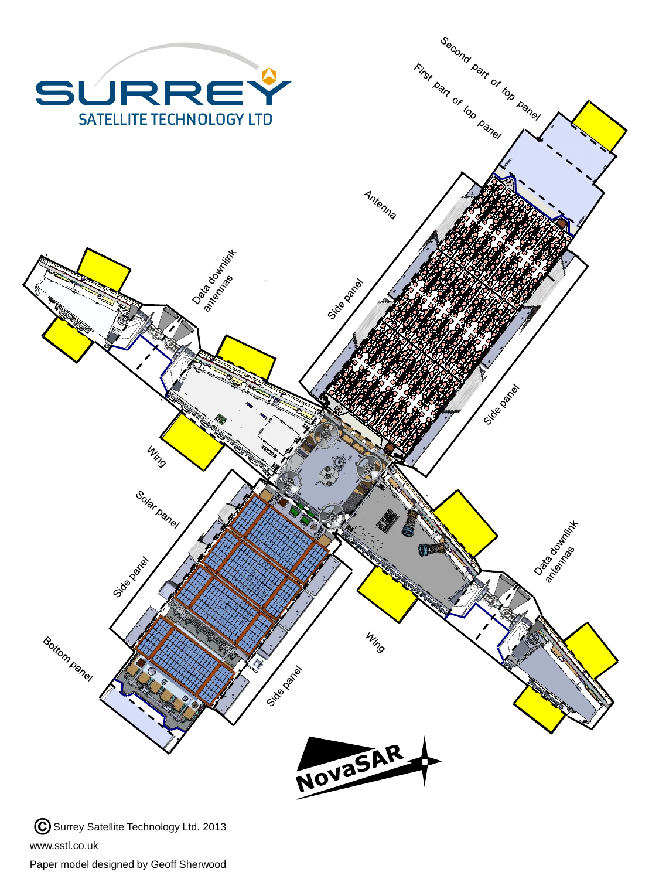SURREY SATELLITE TECHNOLOGY LTD

Second part of top panel

First part of top panel

Antenna

Data downlink antennas

Side panel

Side panel

Wing

Solar panel

Data downlink antennas

Side panel

Bottom panel

Wing

Side panel

NovaSAR

© Surrey Satellite Technology Ltd. 2013

www.sstl.co.uk

Paper model designed by Geoff Sherwood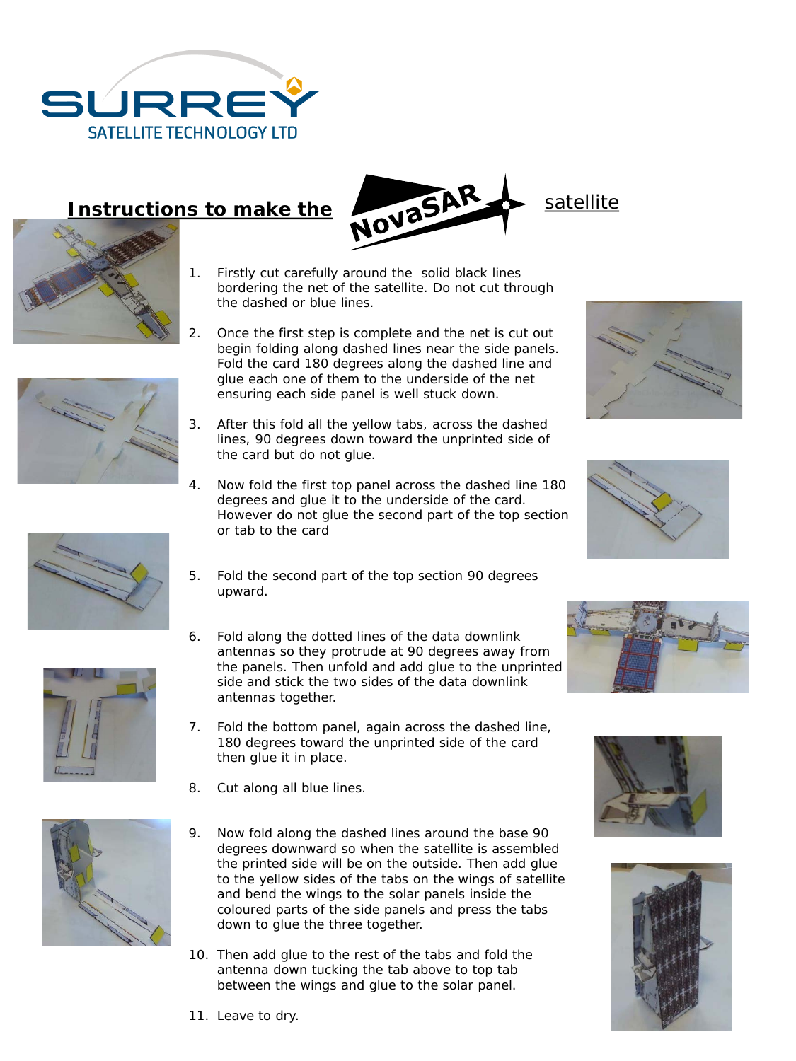SURREY
SATELLITE TECHNOLOGY LTD

# Instructions to make the NovaSAR satellite

1. Firstly cut carefully around the solid black lines bordering the net of the satellite. Do not cut through the dashed or blue lines.
2. Once the first step is complete and the net is cut out begin folding along dashed lines near the side panels. Fold the card 180 degrees along the dashed line and glue each one of them to the underside of the net ensuring each side panel is well stuck down.
3. After this fold all the yellow tabs, across the dashed lines, 90 degrees down toward the unprinted side of the card but do not glue.
4. Now fold the first top panel across the dashed line 180 degrees and glue it to the underside of the card. However do not glue the second part of the top section or tab to the card
5. Fold the second part of the top section 90 degrees upward.
6. Fold along the dotted lines of the data downlink antennas so they protrude at 90 degrees away from the panels. Then unfold and add glue to the unprinted side and stick the two sides of the data downlink antennas together.
7. Fold the bottom panel, again across the dashed line, 180 degrees toward the unprinted side of the card then glue it in place.
8. Cut along all blue lines.
9. Now fold along the dashed lines around the base 90 degrees downward so when the satellite is assembled the printed side will be on the outside. Then add glue to the yellow sides of the tabs on the wings of satellite and bend the wings to the solar panels inside the coloured parts of the side panels and press the tabs down to glue the three together.
10. Then add glue to the rest of the tabs and fold the antenna down tucking the tab above to top tab between the wings and glue to the solar panel.
11. Leave to dry.